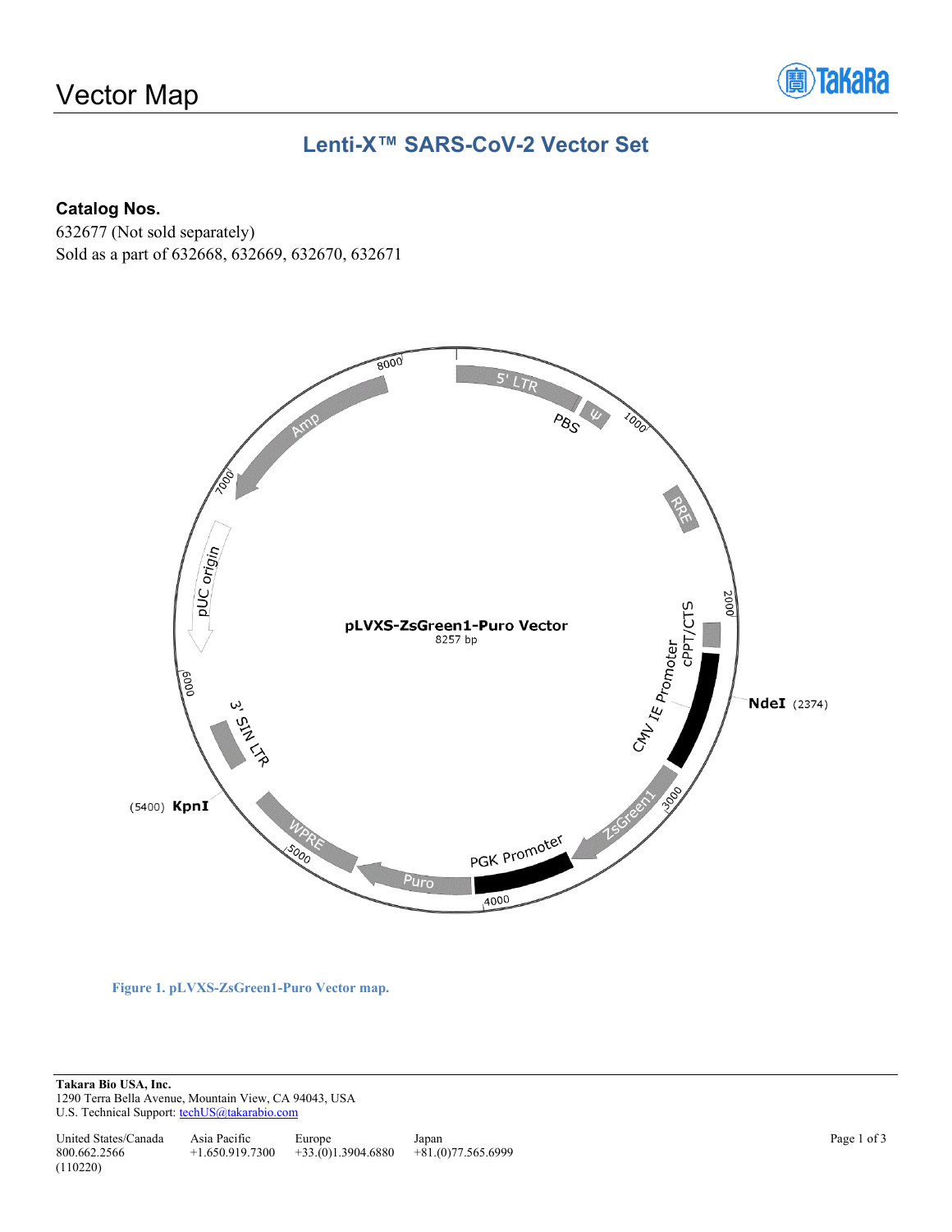# Vector Map

## Lenti-X™ SARS-CoV-2 Vector Set

**Catalog Nos.**

632677 (Not sold separately)

Sold as a part of 632668, 632669, 632670, 632671

pLVXS-ZsGreen1-Puro Vector

8257 bp

5' LTR, PBS, Ψ, RRE, cPPT/CTS, CMV IE Promoter, NdeI (2374), ZsGreen1, PGK Promoter, Puro, WPRE, KpnI (5400), 3' SIN LTR, pUC origin, Amp

**Figure 1. pLVXS-ZsGreen1-Puro Vector map.**

**Takara Bio USA, Inc.**

1290 Terra Bella Avenue, Mountain View, CA 94043, USA

U.S. Technical Support: techUS@takarabio.com

| United States/Canada | Asia Pacific | Europe | Japan |
|---|---|---|---|
| 800.662.2566 | +1.650.919.7300 | +33.(0)1.3904.6880 | +81.(0)77.565.6999 |

(110220)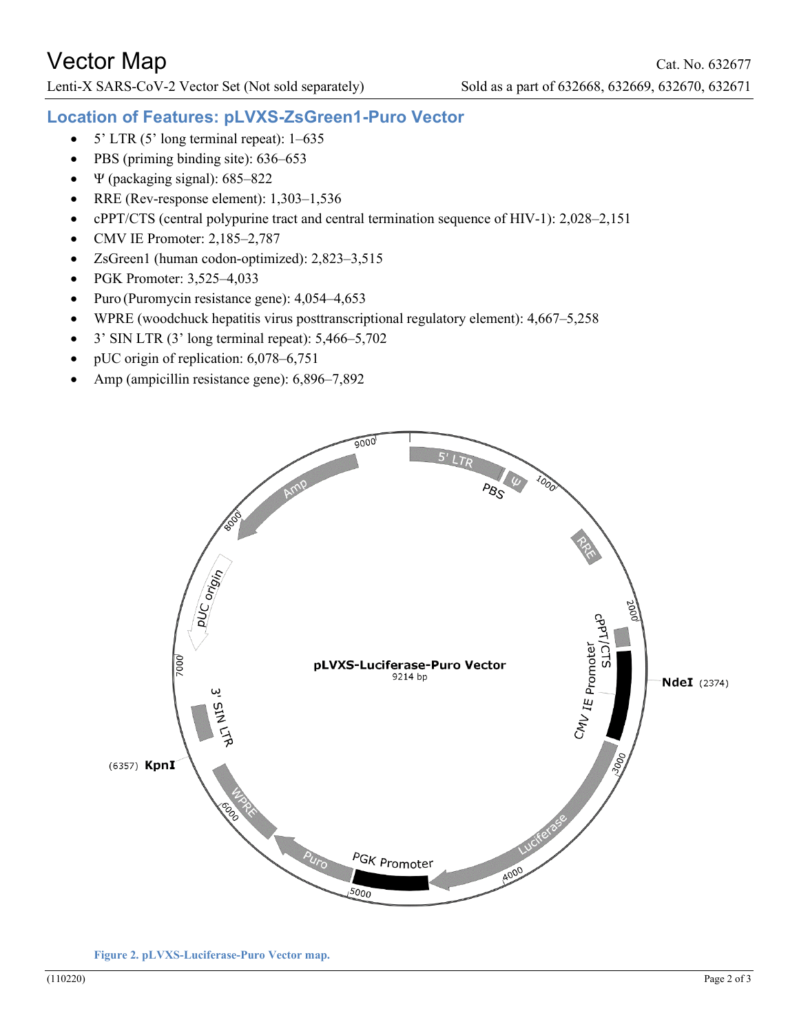## Location of Features: pLVXS-ZsGreen1-Puro Vector

- 5' LTR (5' long terminal repeat): 1–635
- PBS (priming binding site): 636–653
- Ψ (packaging signal): 685–822
- RRE (Rev-response element): 1,303–1,536
- cPPT/CTS (central polypurine tract and central termination sequence of HIV-1): 2,028–2,151
- CMV IE Promoter: 2,185–2,787
- ZsGreen1 (human codon-optimized): 2,823–3,515
- PGK Promoter: 3,525–4,033
- Puro (Puromycin resistance gene): 4,054–4,653
- WPRE (woodchuck hepatitis virus posttranscriptional regulatory element): 4,667–5,258
- 3' SIN LTR (3' long terminal repeat): 5,466–5,702
- pUC origin of replication: 6,078–6,751
- Amp (ampicillin resistance gene): 6,896–7,892

**Figure 2. pLVXS-Luciferase-Puro Vector map.**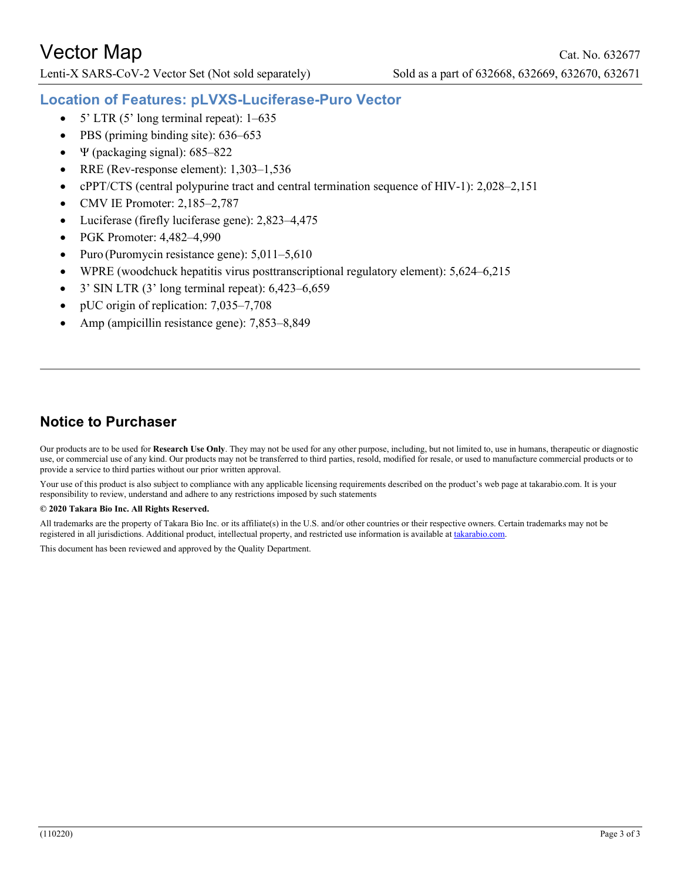## Location of Features: pLVXS-Luciferase-Puro Vector

- 5' LTR (5' long terminal repeat): 1–635
- PBS (priming binding site): 636–653
- Ψ (packaging signal): 685–822
- RRE (Rev-response element): 1,303–1,536
- cPPT/CTS (central polypurine tract and central termination sequence of HIV-1): 2,028–2,151
- CMV IE Promoter: 2,185–2,787
- Luciferase (firefly luciferase gene): 2,823–4,475
- PGK Promoter: 4,482–4,990
- Puro (Puromycin resistance gene): 5,011–5,610
- WPRE (woodchuck hepatitis virus posttranscriptional regulatory element): 5,624–6,215
- 3' SIN LTR (3' long terminal repeat): 6,423–6,659
- pUC origin of replication: 7,035–7,708
- Amp (ampicillin resistance gene): 7,853–8,849

## Notice to Purchaser

Our products are to be used for **Research Use Only**. They may not be used for any other purpose, including, but not limited to, use in humans, therapeutic or diagnostic use, or commercial use of any kind. Our products may not be transferred to third parties, resold, modified for resale, or used to manufacture commercial products or to provide a service to third parties without our prior written approval.

Your use of this product is also subject to compliance with any applicable licensing requirements described on the product's web page at takarabio.com. It is your responsibility to review, understand and adhere to any restrictions imposed by such statements

**© 2020 Takara Bio Inc. All Rights Reserved.**

All trademarks are the property of Takara Bio Inc. or its affiliate(s) in the U.S. and/or other countries or their respective owners. Certain trademarks may not be registered in all jurisdictions. Additional product, intellectual property, and restricted use information is available at takarabio.com.

This document has been reviewed and approved by the Quality Department.